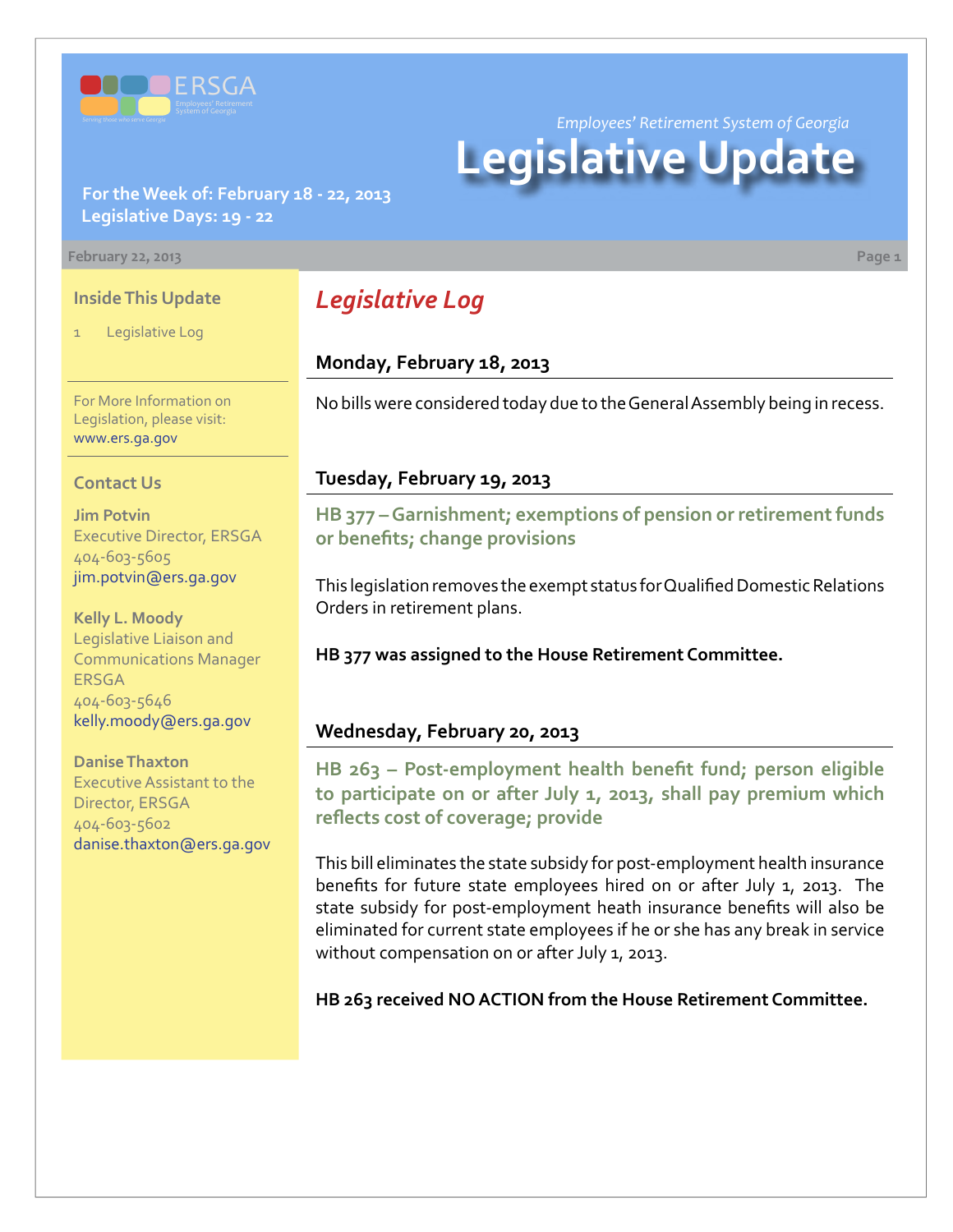ERSGA

Employees' Retirement System of Georgia

*Employees' Retirement System of Georgia*

# Legislative Update

**For the Week of: February 18 - 22, 2013**
**Legislative Days: 19 - 22**

February 22, 2013

### Inside This Update

1 Legislative Log

For More Information on Legislation, please visit: www.ers.ga.gov

### Contact Us

**Jim Potvin**
Executive Director, ERSGA
404-603-5605
jim.potvin@ers.ga.gov

**Kelly L. Moody**
Legislative Liaison and Communications Manager ERSGA
404-603-5646
kelly.moody@ers.ga.gov

**Danise Thaxton**
Executive Assistant to the Director, ERSGA
404-603-5602
danise.thaxton@ers.ga.gov

## *Legislative Log*

### Monday, February 18, 2013

No bills were considered today due to the General Assembly being in recess.

### Tuesday, February 19, 2013

**HB 377 – Garnishment; exemptions of pension or retirement funds or benefits; change provisions**

This legislation removes the exempt status for Qualified Domestic Relations Orders in retirement plans.

**HB 377 was assigned to the House Retirement Committee.**

### Wednesday, February 20, 2013

**HB 263 – Post-employment health benefit fund; person eligible to participate on or after July 1, 2013, shall pay premium which reflects cost of coverage; provide**

This bill eliminates the state subsidy for post-employment health insurance benefits for future state employees hired on or after July 1, 2013. The state subsidy for post-employment heath insurance benefits will also be eliminated for current state employees if he or she has any break in service without compensation on or after July 1, 2013.

**HB 263 received NO ACTION from the House Retirement Committee.**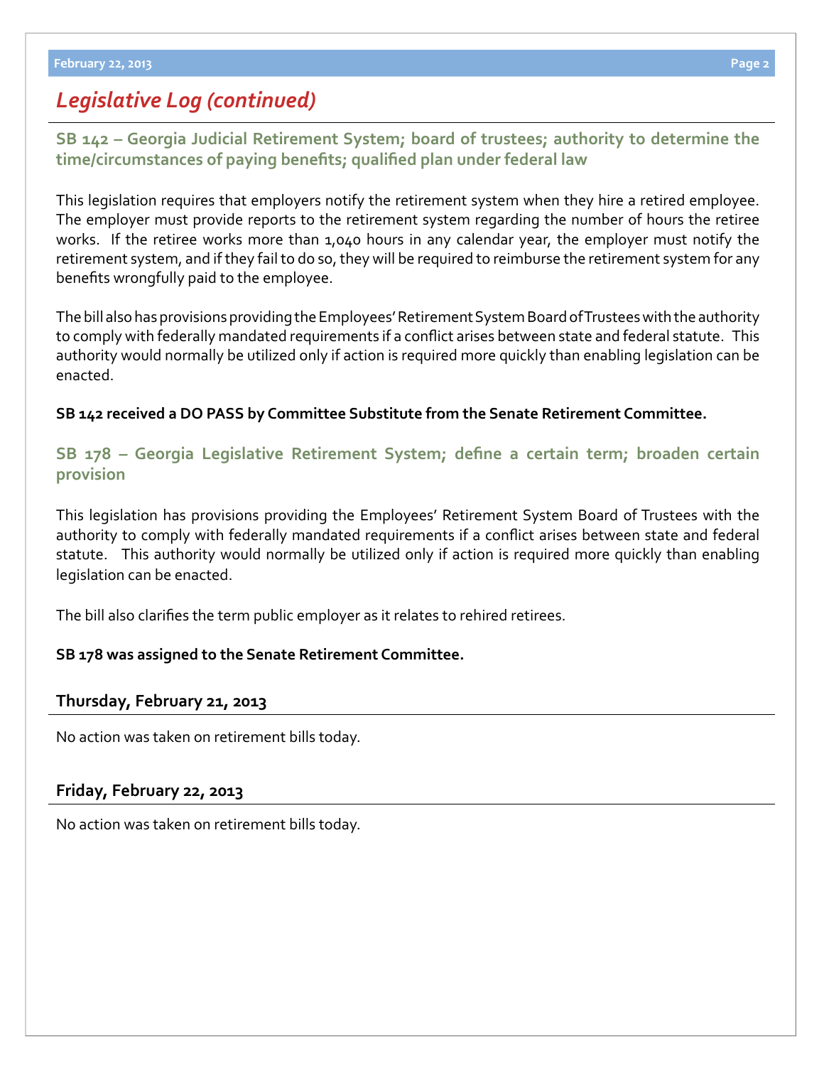## *Legislative Log (continued)*

### SB 142 – Georgia Judicial Retirement System; board of trustees; authority to determine the time/circumstances of paying benefits; qualified plan under federal law

This legislation requires that employers notify the retirement system when they hire a retired employee. The employer must provide reports to the retirement system regarding the number of hours the retiree works. If the retiree works more than 1,040 hours in any calendar year, the employer must notify the retirement system, and if they fail to do so, they will be required to reimburse the retirement system for any benefits wrongfully paid to the employee.

The bill also has provisions providing the Employees' Retirement System Board of Trustees with the authority to comply with federally mandated requirements if a conflict arises between state and federal statute. This authority would normally be utilized only if action is required more quickly than enabling legislation can be enacted.

**SB 142 received a DO PASS by Committee Substitute from the Senate Retirement Committee.**

### SB 178 – Georgia Legislative Retirement System; define a certain term; broaden certain provision

This legislation has provisions providing the Employees' Retirement System Board of Trustees with the authority to comply with federally mandated requirements if a conflict arises between state and federal statute. This authority would normally be utilized only if action is required more quickly than enabling legislation can be enacted.

The bill also clarifies the term public employer as it relates to rehired retirees.

**SB 178 was assigned to the Senate Retirement Committee.**

### Thursday, February 21, 2013

No action was taken on retirement bills today.

### Friday, February 22, 2013

No action was taken on retirement bills today.